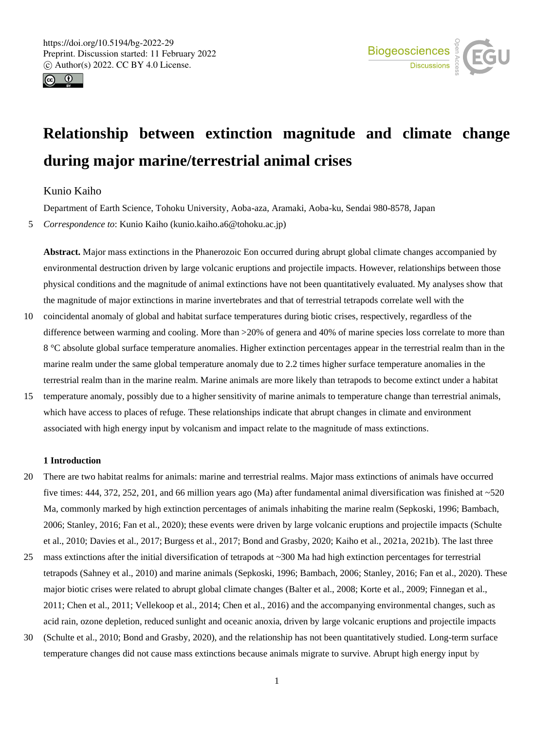# Relationship between extinction magnitude and climate change during major marine/terrestrial animal crises

Kunio Kaiho

Department of Earth Science, Tohoku University, Aoba-aza, Aramaki, Aoba-ku, Sendai 980-8578, Japan

*Correspondence to*: Kunio Kaiho (kunio.kaiho.a6@tohoku.ac.jp)

**Abstract.** Major mass extinctions in the Phanerozoic Eon occurred during abrupt global climate changes accompanied by environmental destruction driven by large volcanic eruptions and projectile impacts. However, relationships between those physical conditions and the magnitude of animal extinctions have not been quantitatively evaluated. My analyses show that the magnitude of major extinctions in marine invertebrates and that of terrestrial tetrapods correlate well with the coincidental anomaly of global and habitat surface temperatures during biotic crises, respectively, regardless of the difference between warming and cooling. More than >20% of genera and 40% of marine species loss correlate to more than 8 °C absolute global surface temperature anomalies. Higher extinction percentages appear in the terrestrial realm than in the marine realm under the same global temperature anomaly due to 2.2 times higher surface temperature anomalies in the terrestrial realm than in the marine realm. Marine animals are more likely than tetrapods to become extinct under a habitat temperature anomaly, possibly due to a higher sensitivity of marine animals to temperature change than terrestrial animals, which have access to places of refuge. These relationships indicate that abrupt changes in climate and environment associated with high energy input by volcanism and impact relate to the magnitude of mass extinctions.

## 1 Introduction

There are two habitat realms for animals: marine and terrestrial realms. Major mass extinctions of animals have occurred five times: 444, 372, 252, 201, and 66 million years ago (Ma) after fundamental animal diversification was finished at ~520 Ma, commonly marked by high extinction percentages of animals inhabiting the marine realm (Sepkoski, 1996; Bambach, 2006; Stanley, 2016; Fan et al., 2020); these events were driven by large volcanic eruptions and projectile impacts (Schulte et al., 2010; Davies et al., 2017; Burgess et al., 2017; Bond and Grasby, 2020; Kaiho et al., 2021a, 2021b). The last three mass extinctions after the initial diversification of tetrapods at ~300 Ma had high extinction percentages for terrestrial tetrapods (Sahney et al., 2010) and marine animals (Sepkoski, 1996; Bambach, 2006; Stanley, 2016; Fan et al., 2020). These major biotic crises were related to abrupt global climate changes (Balter et al., 2008; Korte et al., 2009; Finnegan et al., 2011; Chen et al., 2011; Vellekoop et al., 2014; Chen et al., 2016) and the accompanying environmental changes, such as acid rain, ozone depletion, reduced sunlight and oceanic anoxia, driven by large volcanic eruptions and projectile impacts (Schulte et al., 2010; Bond and Grasby, 2020), and the relationship has not been quantitatively studied. Long-term surface temperature changes did not cause mass extinctions because animals migrate to survive. Abrupt high energy input by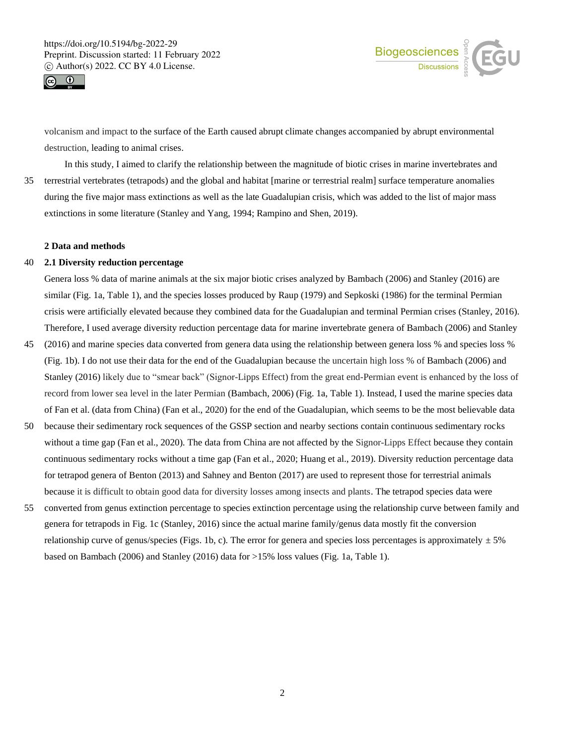volcanism and impact to the surface of the Earth caused abrupt climate changes accompanied by abrupt environmental destruction, leading to animal crises.

In this study, I aimed to clarify the relationship between the magnitude of biotic crises in marine invertebrates and terrestrial vertebrates (tetrapods) and the global and habitat [marine or terrestrial realm] surface temperature anomalies during the five major mass extinctions as well as the late Guadalupian crisis, which was added to the list of major mass extinctions in some literature (Stanley and Yang, 1994; Rampino and Shen, 2019).

## 2 Data and methods

### 2.1 Diversity reduction percentage

Genera loss % data of marine animals at the six major biotic crises analyzed by Bambach (2006) and Stanley (2016) are similar (Fig. 1a, Table 1), and the species losses produced by Raup (1979) and Sepkoski (1986) for the terminal Permian crisis were artificially elevated because they combined data for the Guadalupian and terminal Permian crises (Stanley, 2016). Therefore, I used average diversity reduction percentage data for marine invertebrate genera of Bambach (2006) and Stanley (2016) and marine species data converted from genera data using the relationship between genera loss % and species loss % (Fig. 1b). I do not use their data for the end of the Guadalupian because the uncertain high loss % of Bambach (2006) and Stanley (2016) likely due to "smear back" (Signor-Lipps Effect) from the great end-Permian event is enhanced by the loss of record from lower sea level in the later Permian (Bambach, 2006) (Fig. 1a, Table 1). Instead, I used the marine species data of Fan et al. (data from China) (Fan et al., 2020) for the end of the Guadalupian, which seems to be the most believable data because their sedimentary rock sequences of the GSSP section and nearby sections contain continuous sedimentary rocks without a time gap (Fan et al., 2020). The data from China are not affected by the Signor-Lipps Effect because they contain continuous sedimentary rocks without a time gap (Fan et al., 2020; Huang et al., 2019). Diversity reduction percentage data for tetrapod genera of Benton (2013) and Sahney and Benton (2017) are used to represent those for terrestrial animals because it is difficult to obtain good data for diversity losses among insects and plants. The tetrapod species data were converted from genus extinction percentage to species extinction percentage using the relationship curve between family and genera for tetrapods in Fig. 1c (Stanley, 2016) since the actual marine family/genus data mostly fit the conversion relationship curve of genus/species (Figs. 1b, c). The error for genera and species loss percentages is approximately ± 5% based on Bambach (2006) and Stanley (2016) data for >15% loss values (Fig. 1a, Table 1).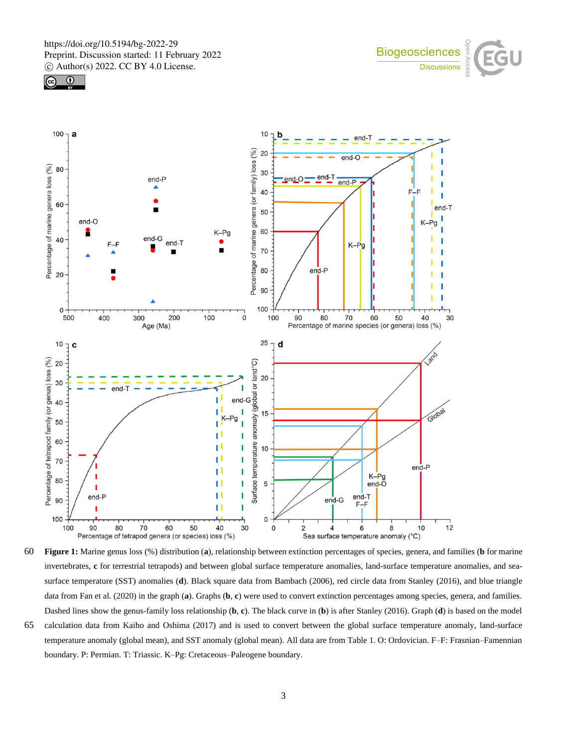**Figure 1:** Marine genus loss (%) distribution (**a**), relationship between extinction percentages of species, genera, and families (**b** for marine invertebrates, **c** for terrestrial tetrapods) and between global surface temperature anomalies, land-surface temperature anomalies, and sea-surface temperature (SST) anomalies (**d**). Black square data from Bambach (2006), red circle data from Stanley (2016), and blue triangle data from Fan et al. (2020) in the graph (**a**). Graphs (**b**, **c**) were used to convert extinction percentages among species, genera, and families. Dashed lines show the genus-family loss relationship (**b**, **c**). The black curve in (**b**) is after Stanley (2016). Graph (**d**) is based on the model calculation data from Kaiho and Oshima (2017) and is used to convert between the global surface temperature anomaly, land-surface temperature anomaly (global mean), and SST anomaly (global mean). All data are from Table 1. O: Ordovician. F–F: Frasnian–Famennian boundary. P: Permian. T: Triassic. K–Pg: Cretaceous–Paleogene boundary.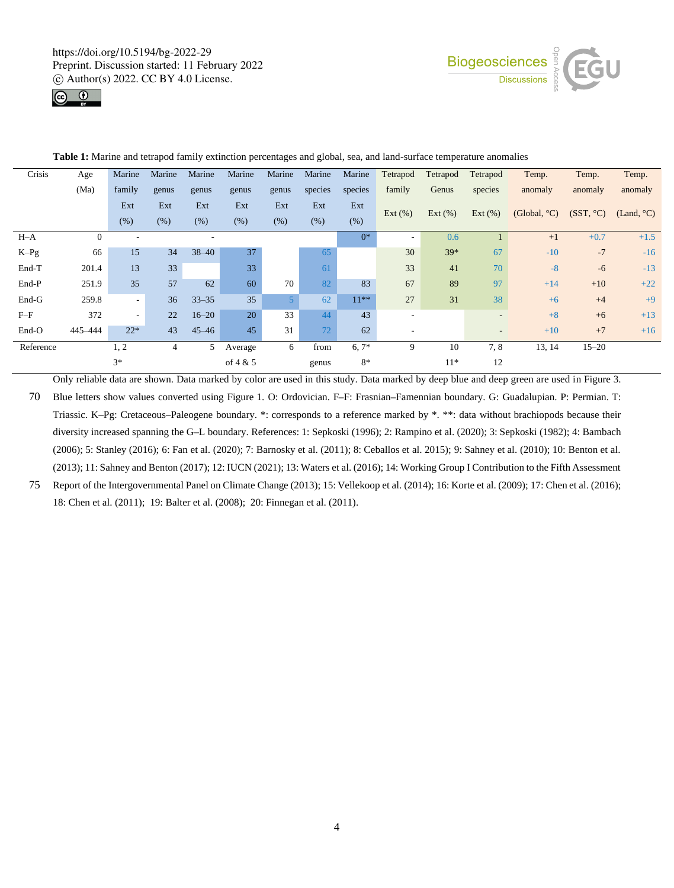**Table 1:** Marine and tetrapod family extinction percentages and global, sea, and land-surface temperature anomalies

| Crisis | Age (Ma) | Marine family Ext (%) | Marine genus Ext (%) | Marine genus Ext (%) | Marine genus Ext (%) | Marine genus Ext (%) | Marine species Ext (%) | Marine species Ext (%) | Tetrapod family Ext (%) | Tetrapod Genus Ext (%) | Tetrapod species Ext (%) | Temp. anomaly (Global, °C) | Temp. anomaly (SST, °C) | Temp. anomaly (Land, °C) |
|---|---|---|---|---|---|---|---|---|---|---|---|---|---|---|
| H–A | 0 | - | | - | | | | 0* | - | 0.6 | 1 | +1 | +0.7 | +1.5 |
| K–Pg | 66 | 15 | 34 | 38–40 | 37 | | 65 | | 30 | 39* | 67 | -10 | -7 | -16 |
| End-T | 201.4 | 13 | 33 | | 33 | | 61 | | 33 | 41 | 70 | -8 | -6 | -13 |
| End-P | 251.9 | 35 | 57 | 62 | 60 | 70 | 82 | 83 | 67 | 89 | 97 | +14 | +10 | +22 |
| End-G | 259.8 | - | 36 | 33–35 | 35 | 5 | 62 | 11** | 27 | 31 | 38 | +6 | +4 | +9 |
| F–F | 372 | - | 22 | 16–20 | 20 | 33 | 44 | 43 | - | | - | +8 | +6 | +13 |
| End-O | 445–444 | 22* | 43 | 45–46 | 45 | 31 | 72 | 62 | - | | - | +10 | +7 | +16 |
| Reference | | 1, 2 3* | 4 | 5 | Average of 4 & 5 | 6 | from genus | 6, 7* 8* | 9 | 10 11* | 7, 8 12 | 13, 14 | 15–20 | |

Only reliable data are shown. Data marked by color are used in this study. Data marked by deep blue and deep green are used in Figure 3. Blue letters show values converted using Figure 1. O: Ordovician. F–F: Frasnian–Famennian boundary. G: Guadalupian. P: Permian. T: Triassic. K–Pg: Cretaceous–Paleogene boundary. *: corresponds to a reference marked by *. **: data without brachiopods because their diversity increased spanning the G–L boundary. References: 1: Sepkoski (1996); 2: Rampino et al. (2020); 3: Sepkoski (1982); 4: Bambach (2006); 5: Stanley (2016); 6: Fan et al. (2020); 7: Barnosky et al. (2011); 8: Ceballos et al. 2015); 9: Sahney et al. (2010); 10: Benton et al. (2013); 11: Sahney and Benton (2017); 12: IUCN (2021); 13: Waters et al. (2016); 14: Working Group I Contribution to the Fifth Assessment Report of the Intergovernmental Panel on Climate Change (2013); 15: Vellekoop et al. (2014); 16: Korte et al. (2009); 17: Chen et al. (2016); 18: Chen et al. (2011); 19: Balter et al. (2008); 20: Finnegan et al. (2011).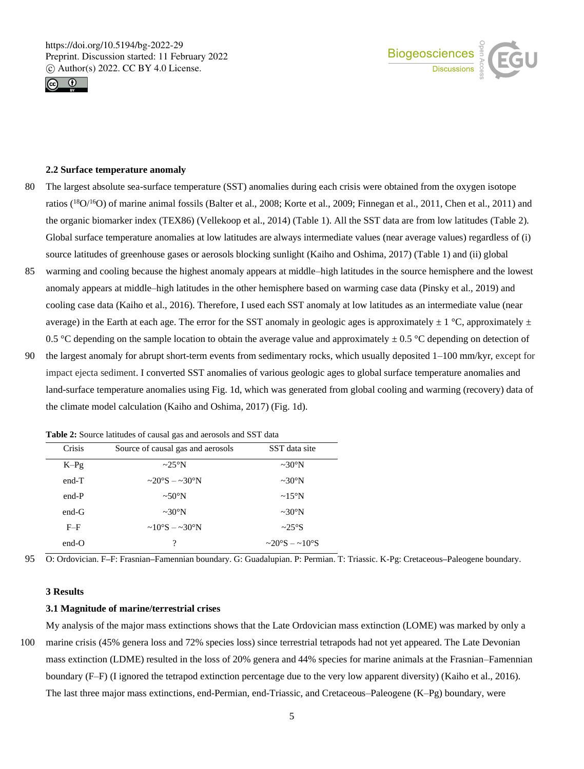### 2.2 Surface temperature anomaly

The largest absolute sea-surface temperature (SST) anomalies during each crisis were obtained from the oxygen isotope ratios ($^{18}O/^{16}O$) of marine animal fossils (Balter et al., 2008; Korte et al., 2009; Finnegan et al., 2011, Chen et al., 2011) and the organic biomarker index (TEX86) (Vellekoop et al., 2014) (Table 1). All the SST data are from low latitudes (Table 2). Global surface temperature anomalies at low latitudes are always intermediate values (near average values) regardless of (i) source latitudes of greenhouse gases or aerosols blocking sunlight (Kaiho and Oshima, 2017) (Table 1) and (ii) global warming and cooling because the highest anomaly appears at middle–high latitudes in the source hemisphere and the lowest anomaly appears at middle–high latitudes in the other hemisphere based on warming case data (Pinsky et al., 2019) and cooling case data (Kaiho et al., 2016). Therefore, I used each SST anomaly at low latitudes as an intermediate value (near average) in the Earth at each age. The error for the SST anomaly in geologic ages is approximately ± 1 °C, approximately ± 0.5 °C depending on the sample location to obtain the average value and approximately ± 0.5 °C depending on detection of the largest anomaly for abrupt short-term events from sedimentary rocks, which usually deposited 1–100 mm/kyr, except for impact ejecta sediment. I converted SST anomalies of various geologic ages to global surface temperature anomalies and land-surface temperature anomalies using Fig. 1d, which was generated from global cooling and warming (recovery) data of the climate model calculation (Kaiho and Oshima, 2017) (Fig. 1d).

**Table 2:** Source latitudes of causal gas and aerosols and SST data

| Crisis | Source of causal gas and aerosols | SST data site |
|---|---|---|
| K–Pg | ~25°N | ~30°N |
| end-T | ~20°S – ~30°N | ~30°N |
| end-P | ~50°N | ~15°N |
| end-G | ~30°N | ~30°N |
| F–F | ~10°S – ~30°N | ~25°S |
| end-O | ? | ~20°S – ~10°S |

O: Ordovician. F–F: Frasnian–Famennian boundary. G: Guadalupian. P: Permian. T: Triassic. K-Pg: Cretaceous–Paleogene boundary.

## 3 Results

### 3.1 Magnitude of marine/terrestrial crises

My analysis of the major mass extinctions shows that the Late Ordovician mass extinction (LOME) was marked by only a marine crisis (45% genera loss and 72% species loss) since terrestrial tetrapods had not yet appeared. The Late Devonian mass extinction (LDME) resulted in the loss of 20% genera and 44% species for marine animals at the Frasnian–Famennian boundary (F–F) (I ignored the tetrapod extinction percentage due to the very low apparent diversity) (Kaiho et al., 2016). The last three major mass extinctions, end-Permian, end-Triassic, and Cretaceous–Paleogene (K–Pg) boundary, were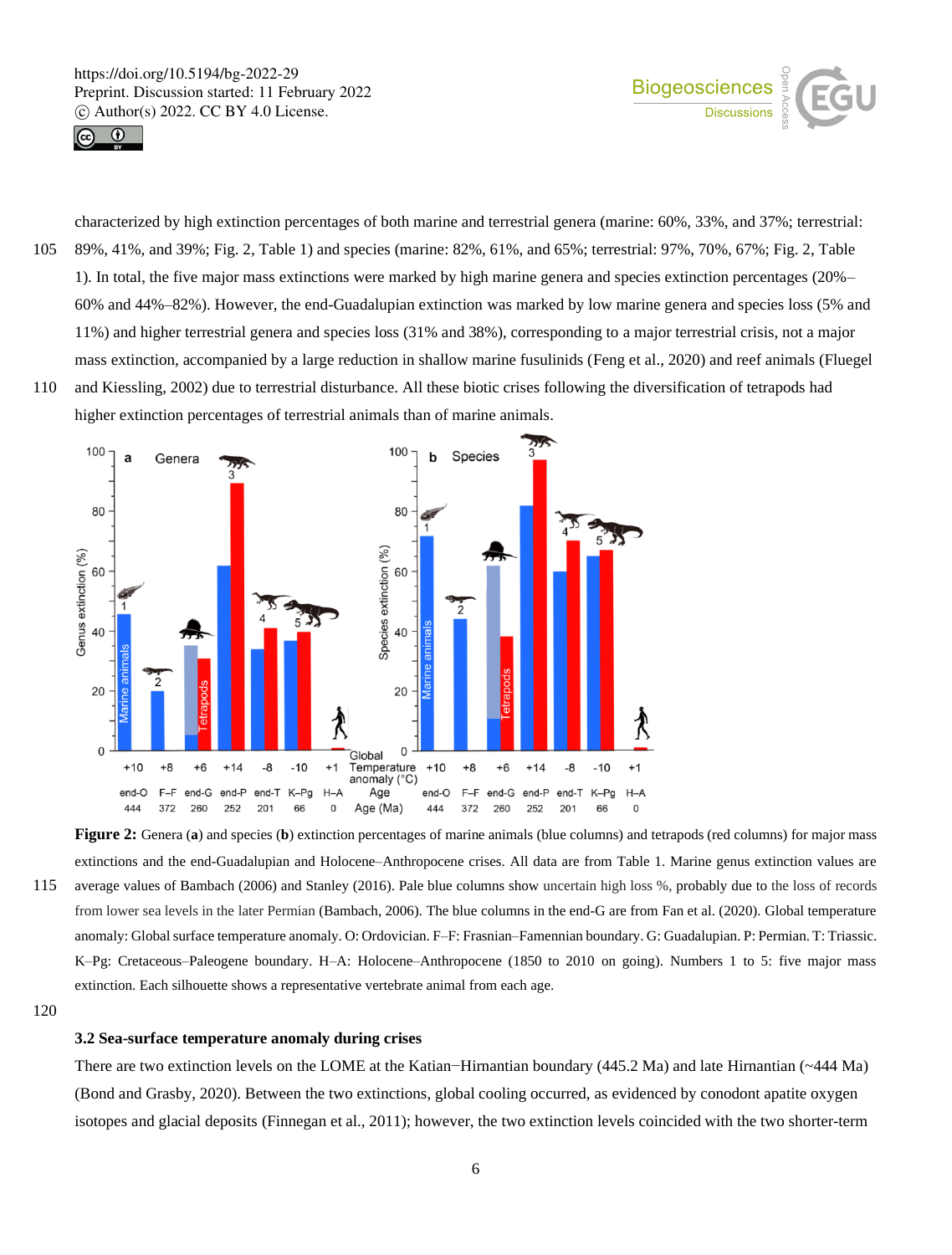characterized by high extinction percentages of both marine and terrestrial genera (marine: 60%, 33%, and 37%; terrestrial: 89%, 41%, and 39%; Fig. 2, Table 1) and species (marine: 82%, 61%, and 65%; terrestrial: 97%, 70%, 67%; Fig. 2, Table 1). In total, the five major mass extinctions were marked by high marine genera and species extinction percentages (20%–60% and 44%–82%). However, the end-Guadalupian extinction was marked by low marine genera and species loss (5% and 11%) and higher terrestrial genera and species loss (31% and 38%), corresponding to a major terrestrial crisis, not a major mass extinction, accompanied by a large reduction in shallow marine fusulinids (Feng et al., 2020) and reef animals (Fluegel and Kiessling, 2002) due to terrestrial disturbance. All these biotic crises following the diversification of tetrapods had higher extinction percentages of terrestrial animals than of marine animals.

**Figure 2:** Genera (**a**) and species (**b**) extinction percentages of marine animals (blue columns) and tetrapods (red columns) for major mass extinctions and the end-Guadalupian and Holocene–Anthropocene crises. All data are from Table 1. Marine genus extinction values are average values of Bambach (2006) and Stanley (2016). Pale blue columns show uncertain high loss %, probably due to the loss of records from lower sea levels in the later Permian (Bambach, 2006). The blue columns in the end-G are from Fan et al. (2020). Global temperature anomaly: Global surface temperature anomaly. O: Ordovician. F–F: Frasnian–Famennian boundary. G: Guadalupian. P: Permian. T: Triassic. K–Pg: Cretaceous–Paleogene boundary. H–A: Holocene–Anthropocene (1850 to 2010 on going). Numbers 1 to 5: five major mass extinction. Each silhouette shows a representative vertebrate animal from each age.

### 3.2 Sea-surface temperature anomaly during crises

There are two extinction levels on the LOME at the Katian−Hirnantian boundary (445.2 Ma) and late Hirnantian (~444 Ma) (Bond and Grasby, 2020). Between the two extinctions, global cooling occurred, as evidenced by conodont apatite oxygen isotopes and glacial deposits (Finnegan et al., 2011); however, the two extinction levels coincided with the two shorter-term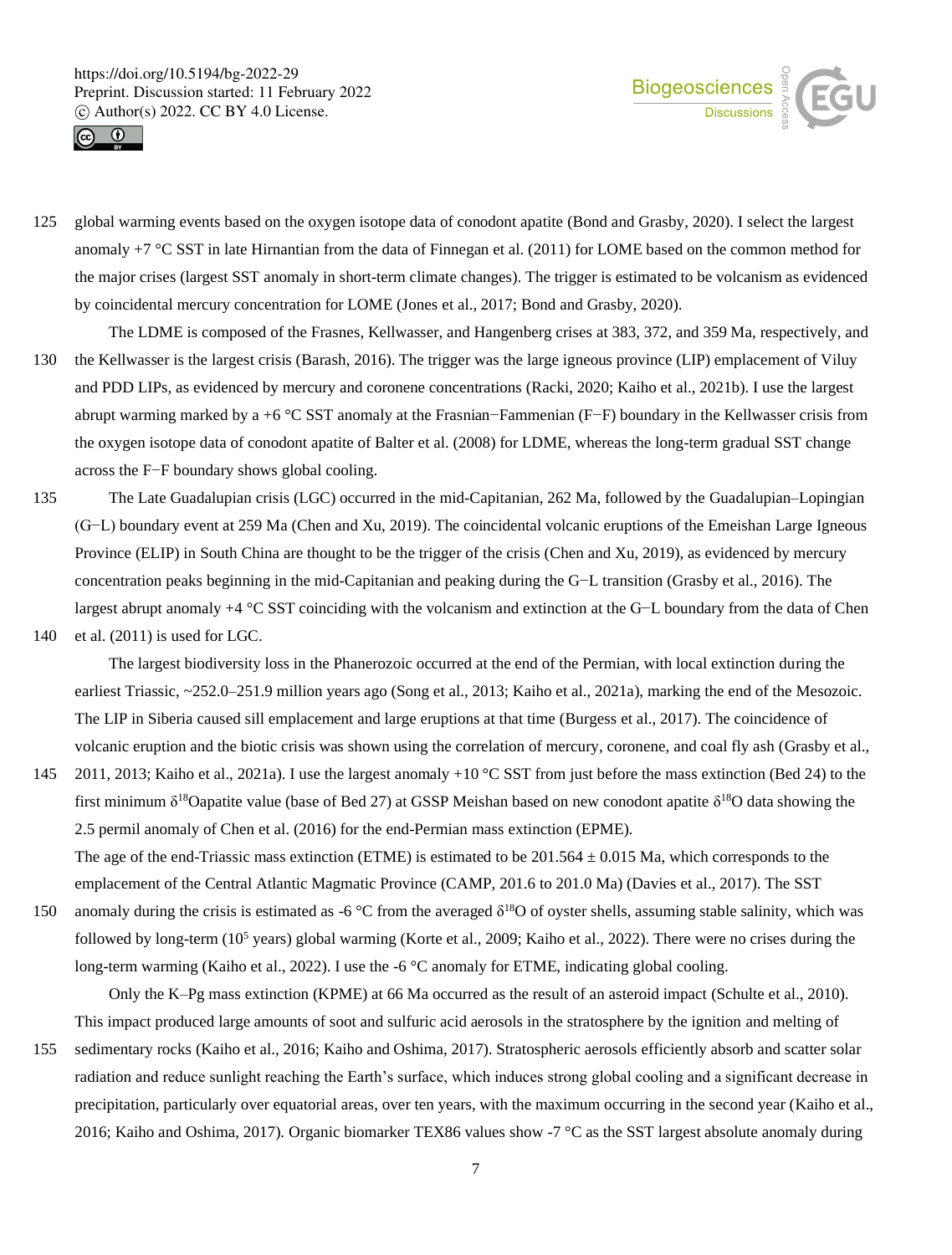global warming events based on the oxygen isotope data of conodont apatite (Bond and Grasby, 2020). I select the largest anomaly +7 °C SST in late Hirnantian from the data of Finnegan et al. (2011) for LOME based on the common method for the major crises (largest SST anomaly in short-term climate changes). The trigger is estimated to be volcanism as evidenced by coincidental mercury concentration for LOME (Jones et al., 2017; Bond and Grasby, 2020).

The LDME is composed of the Frasnes, Kellwasser, and Hangenberg crises at 383, 372, and 359 Ma, respectively, and the Kellwasser is the largest crisis (Barash, 2016). The trigger was the large igneous province (LIP) emplacement of Viluy and PDD LIPs, as evidenced by mercury and coronene concentrations (Racki, 2020; Kaiho et al., 2021b). I use the largest abrupt warming marked by a +6 °C SST anomaly at the Frasnian−Fammenian (F−F) boundary in the Kellwasser crisis from the oxygen isotope data of conodont apatite of Balter et al. (2008) for LDME, whereas the long-term gradual SST change across the F−F boundary shows global cooling.

The Late Guadalupian crisis (LGC) occurred in the mid-Capitanian, 262 Ma, followed by the Guadalupian–Lopingian (G−L) boundary event at 259 Ma (Chen and Xu, 2019). The coincidental volcanic eruptions of the Emeishan Large Igneous Province (ELIP) in South China are thought to be the trigger of the crisis (Chen and Xu, 2019), as evidenced by mercury concentration peaks beginning in the mid-Capitanian and peaking during the G−L transition (Grasby et al., 2016). The largest abrupt anomaly +4 °C SST coinciding with the volcanism and extinction at the G−L boundary from the data of Chen et al. (2011) is used for LGC.

The largest biodiversity loss in the Phanerozoic occurred at the end of the Permian, with local extinction during the earliest Triassic, ~252.0–251.9 million years ago (Song et al., 2013; Kaiho et al., 2021a), marking the end of the Mesozoic. The LIP in Siberia caused sill emplacement and large eruptions at that time (Burgess et al., 2017). The coincidence of volcanic eruption and the biotic crisis was shown using the correlation of mercury, coronene, and coal fly ash (Grasby et al., 2011, 2013; Kaiho et al., 2021a). I use the largest anomaly +10 °C SST from just before the mass extinction (Bed 24) to the first minimum $\delta^{18}$Oapatite value (base of Bed 27) at GSSP Meishan based on new conodont apatite $\delta^{18}$O data showing the 2.5 permil anomaly of Chen et al. (2016) for the end-Permian mass extinction (EPME).

The age of the end-Triassic mass extinction (ETME) is estimated to be 201.564 ± 0.015 Ma, which corresponds to the emplacement of the Central Atlantic Magmatic Province (CAMP, 201.6 to 201.0 Ma) (Davies et al., 2017). The SST anomaly during the crisis is estimated as -6 °C from the averaged $\delta^{18}$O of oyster shells, assuming stable salinity, which was followed by long-term ($10^5$ years) global warming (Korte et al., 2009; Kaiho et al., 2022). There were no crises during the long-term warming (Kaiho et al., 2022). I use the -6 °C anomaly for ETME, indicating global cooling.

Only the K–Pg mass extinction (KPME) at 66 Ma occurred as the result of an asteroid impact (Schulte et al., 2010). This impact produced large amounts of soot and sulfuric acid aerosols in the stratosphere by the ignition and melting of sedimentary rocks (Kaiho et al., 2016; Kaiho and Oshima, 2017). Stratospheric aerosols efficiently absorb and scatter solar radiation and reduce sunlight reaching the Earth's surface, which induces strong global cooling and a significant decrease in precipitation, particularly over equatorial areas, over ten years, with the maximum occurring in the second year (Kaiho et al., 2016; Kaiho and Oshima, 2017). Organic biomarker TEX86 values show -7 °C as the SST largest absolute anomaly during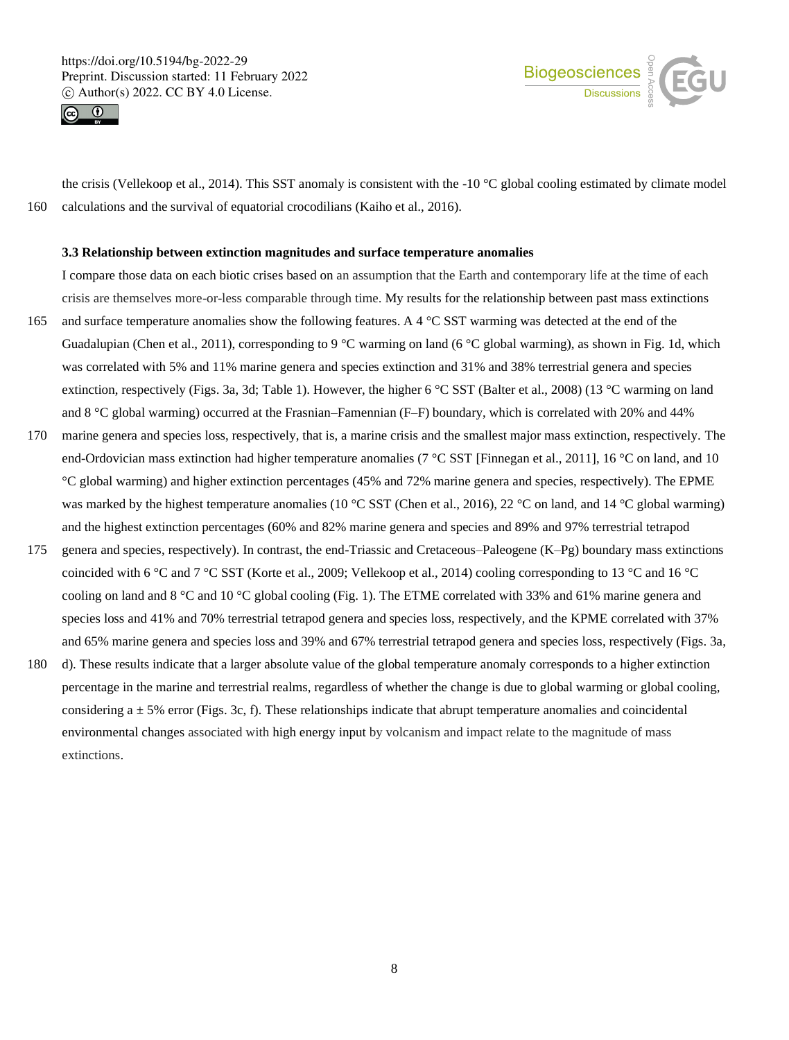the crisis (Vellekoop et al., 2014). This SST anomaly is consistent with the -10 °C global cooling estimated by climate model calculations and the survival of equatorial crocodilians (Kaiho et al., 2016).

### 3.3 Relationship between extinction magnitudes and surface temperature anomalies

I compare those data on each biotic crises based on an assumption that the Earth and contemporary life at the time of each crisis are themselves more-or-less comparable through time. My results for the relationship between past mass extinctions and surface temperature anomalies show the following features. A 4 °C SST warming was detected at the end of the Guadalupian (Chen et al., 2011), corresponding to 9 °C warming on land (6 °C global warming), as shown in Fig. 1d, which was correlated with 5% and 11% marine genera and species extinction and 31% and 38% terrestrial genera and species extinction, respectively (Figs. 3a, 3d; Table 1). However, the higher 6 °C SST (Balter et al., 2008) (13 °C warming on land and 8 °C global warming) occurred at the Frasnian–Famennian (F–F) boundary, which is correlated with 20% and 44% marine genera and species loss, respectively, that is, a marine crisis and the smallest major mass extinction, respectively. The end-Ordovician mass extinction had higher temperature anomalies (7 °C SST [Finnegan et al., 2011], 16 °C on land, and 10 °C global warming) and higher extinction percentages (45% and 72% marine genera and species, respectively). The EPME was marked by the highest temperature anomalies (10 °C SST (Chen et al., 2016), 22 °C on land, and 14 °C global warming) and the highest extinction percentages (60% and 82% marine genera and species and 89% and 97% terrestrial tetrapod genera and species, respectively). In contrast, the end-Triassic and Cretaceous–Paleogene (K–Pg) boundary mass extinctions coincided with 6 °C and 7 °C SST (Korte et al., 2009; Vellekoop et al., 2014) cooling corresponding to 13 °C and 16 °C cooling on land and 8 °C and 10 °C global cooling (Fig. 1). The ETME correlated with 33% and 61% marine genera and species loss and 41% and 70% terrestrial tetrapod genera and species loss, respectively, and the KPME correlated with 37% and 65% marine genera and species loss and 39% and 67% terrestrial tetrapod genera and species loss, respectively (Figs. 3a, d). These results indicate that a larger absolute value of the global temperature anomaly corresponds to a higher extinction percentage in the marine and terrestrial realms, regardless of whether the change is due to global warming or global cooling, considering a ± 5% error (Figs. 3c, f). These relationships indicate that abrupt temperature anomalies and coincidental environmental changes associated with high energy input by volcanism and impact relate to the magnitude of mass extinctions.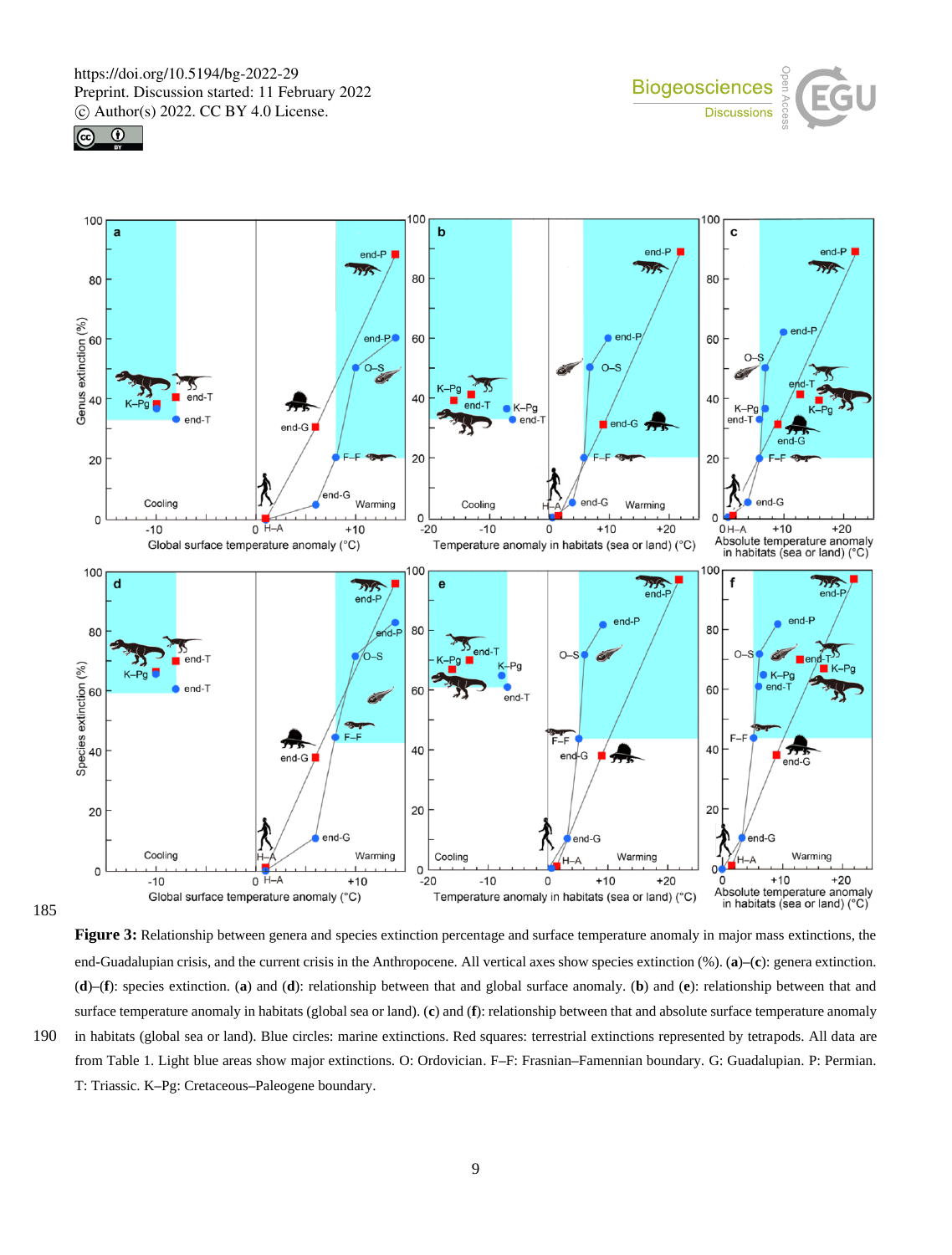**Figure 3:** Relationship between genera and species extinction percentage and surface temperature anomaly in major mass extinctions, the end-Guadalupian crisis, and the current crisis in the Anthropocene. All vertical axes show species extinction (%). (**a**)–(**c**): genera extinction. (**d**)–(**f**): species extinction. (**a**) and (**d**): relationship between that and global surface anomaly. (**b**) and (**e**): relationship between that and surface temperature anomaly in habitats (global sea or land). (**c**) and (**f**): relationship between that and absolute surface temperature anomaly in habitats (global sea or land). Blue circles: marine extinctions. Red squares: terrestrial extinctions represented by tetrapods. All data are from Table 1. Light blue areas show major extinctions. O: Ordovician. F–F: Frasnian–Famennian boundary. G: Guadalupian. P: Permian. T: Triassic. K–Pg: Cretaceous–Paleogene boundary.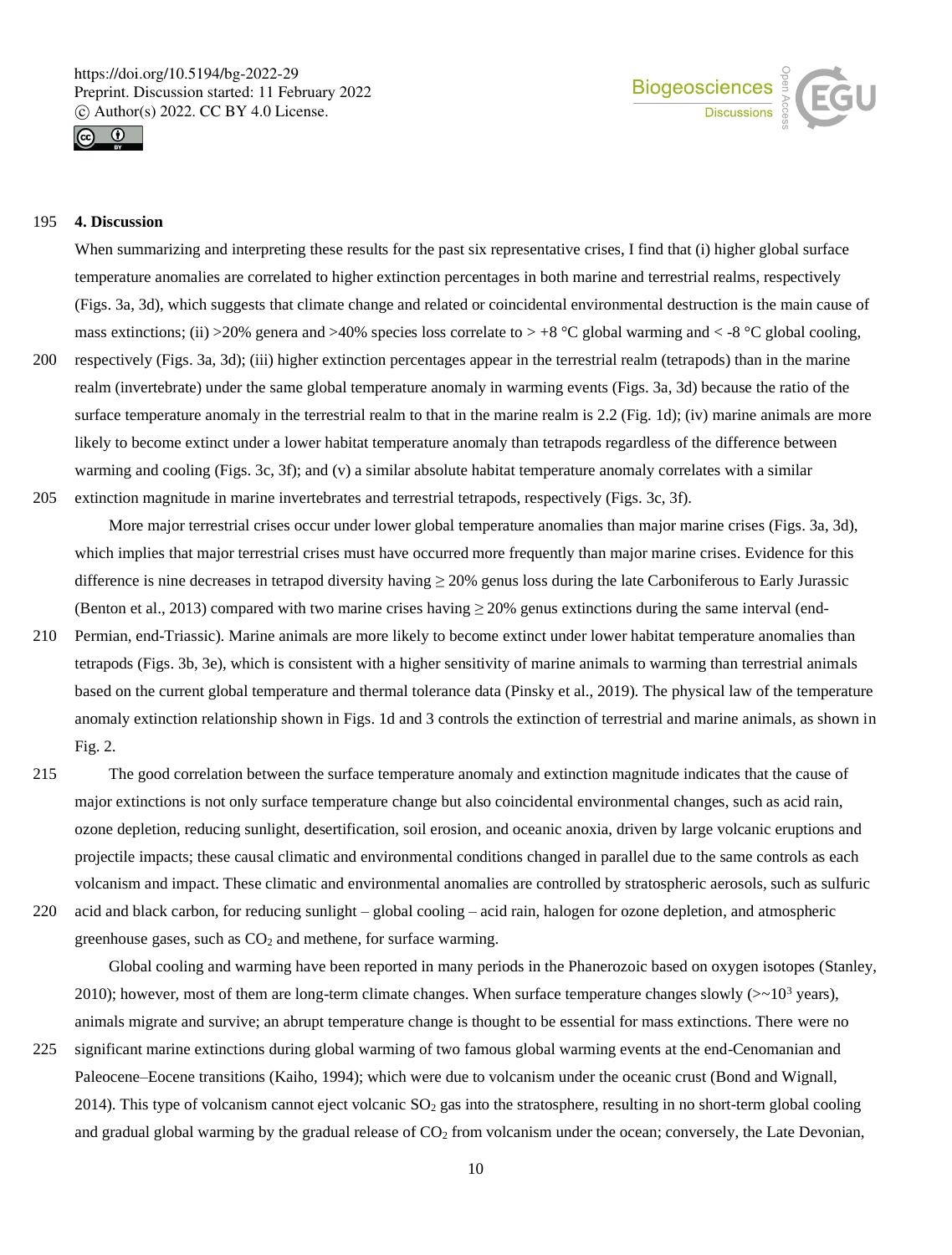## 4. Discussion

When summarizing and interpreting these results for the past six representative crises, I find that (i) higher global surface temperature anomalies are correlated to higher extinction percentages in both marine and terrestrial realms, respectively (Figs. 3a, 3d), which suggests that climate change and related or coincidental environmental destruction is the main cause of mass extinctions; (ii) >20% genera and >40% species loss correlate to > +8 °C global warming and < -8 °C global cooling, respectively (Figs. 3a, 3d); (iii) higher extinction percentages appear in the terrestrial realm (tetrapods) than in the marine realm (invertebrate) under the same global temperature anomaly in warming events (Figs. 3a, 3d) because the ratio of the surface temperature anomaly in the terrestrial realm to that in the marine realm is 2.2 (Fig. 1d); (iv) marine animals are more likely to become extinct under a lower habitat temperature anomaly than tetrapods regardless of the difference between warming and cooling (Figs. 3c, 3f); and (v) a similar absolute habitat temperature anomaly correlates with a similar extinction magnitude in marine invertebrates and terrestrial tetrapods, respectively (Figs. 3c, 3f).

More major terrestrial crises occur under lower global temperature anomalies than major marine crises (Figs. 3a, 3d), which implies that major terrestrial crises must have occurred more frequently than major marine crises. Evidence for this difference is nine decreases in tetrapod diversity having ≥ 20% genus loss during the late Carboniferous to Early Jurassic (Benton et al., 2013) compared with two marine crises having ≥ 20% genus extinctions during the same interval (end-Permian, end-Triassic). Marine animals are more likely to become extinct under lower habitat temperature anomalies than tetrapods (Figs. 3b, 3e), which is consistent with a higher sensitivity of marine animals to warming than terrestrial animals based on the current global temperature and thermal tolerance data (Pinsky et al., 2019). The physical law of the temperature anomaly extinction relationship shown in Figs. 1d and 3 controls the extinction of terrestrial and marine animals, as shown in Fig. 2.

The good correlation between the surface temperature anomaly and extinction magnitude indicates that the cause of major extinctions is not only surface temperature change but also coincidental environmental changes, such as acid rain, ozone depletion, reducing sunlight, desertification, soil erosion, and oceanic anoxia, driven by large volcanic eruptions and projectile impacts; these causal climatic and environmental conditions changed in parallel due to the same controls as each volcanism and impact. These climatic and environmental anomalies are controlled by stratospheric aerosols, such as sulfuric acid and black carbon, for reducing sunlight – global cooling – acid rain, halogen for ozone depletion, and atmospheric greenhouse gases, such as $CO_2$ and methene, for surface warming.

Global cooling and warming have been reported in many periods in the Phanerozoic based on oxygen isotopes (Stanley, 2010); however, most of them are long-term climate changes. When surface temperature changes slowly (>~$10^3$ years), animals migrate and survive; an abrupt temperature change is thought to be essential for mass extinctions. There were no significant marine extinctions during global warming of two famous global warming events at the end-Cenomanian and Paleocene–Eocene transitions (Kaiho, 1994); which were due to volcanism under the oceanic crust (Bond and Wignall, 2014). This type of volcanism cannot eject volcanic $SO_2$ gas into the stratosphere, resulting in no short-term global cooling and gradual global warming by the gradual release of $CO_2$ from volcanism under the ocean; conversely, the Late Devonian,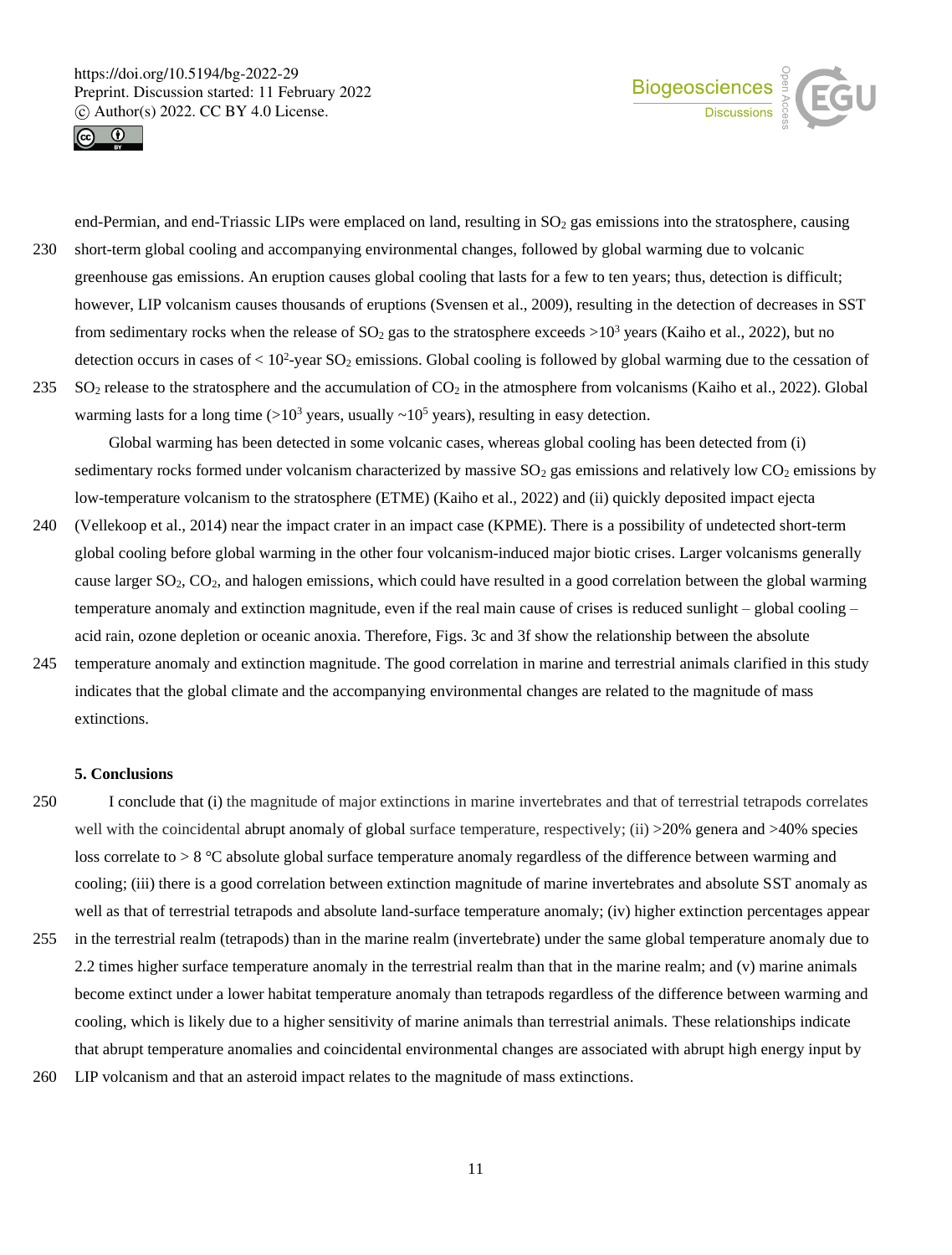end-Permian, and end-Triassic LIPs were emplaced on land, resulting in $SO_2$ gas emissions into the stratosphere, causing short-term global cooling and accompanying environmental changes, followed by global warming due to volcanic greenhouse gas emissions. An eruption causes global cooling that lasts for a few to ten years; thus, detection is difficult; however, LIP volcanism causes thousands of eruptions (Svensen et al., 2009), resulting in the detection of decreases in SST from sedimentary rocks when the release of $SO_2$ gas to the stratosphere exceeds $>10^3$ years (Kaiho et al., 2022), but no detection occurs in cases of $< 10^2$-year $SO_2$ emissions. Global cooling is followed by global warming due to the cessation of $SO_2$ release to the stratosphere and the accumulation of $CO_2$ in the atmosphere from volcanisms (Kaiho et al., 2022). Global warming lasts for a long time ($>10^3$ years, usually $\sim10^5$ years), resulting in easy detection.

Global warming has been detected in some volcanic cases, whereas global cooling has been detected from (i) sedimentary rocks formed under volcanism characterized by massive $SO_2$ gas emissions and relatively low $CO_2$ emissions by low-temperature volcanism to the stratosphere (ETME) (Kaiho et al., 2022) and (ii) quickly deposited impact ejecta (Vellekoop et al., 2014) near the impact crater in an impact case (KPME). There is a possibility of undetected short-term global cooling before global warming in the other four volcanism-induced major biotic crises. Larger volcanisms generally cause larger $SO_2$, $CO_2$, and halogen emissions, which could have resulted in a good correlation between the global warming temperature anomaly and extinction magnitude, even if the real main cause of crises is reduced sunlight – global cooling – acid rain, ozone depletion or oceanic anoxia. Therefore, Figs. 3c and 3f show the relationship between the absolute temperature anomaly and extinction magnitude. The good correlation in marine and terrestrial animals clarified in this study indicates that the global climate and the accompanying environmental changes are related to the magnitude of mass extinctions.

## 5. Conclusions

I conclude that (i) the magnitude of major extinctions in marine invertebrates and that of terrestrial tetrapods correlates well with the coincidental abrupt anomaly of global surface temperature, respectively; (ii) >20% genera and >40% species loss correlate to > 8 °C absolute global surface temperature anomaly regardless of the difference between warming and cooling; (iii) there is a good correlation between extinction magnitude of marine invertebrates and absolute SST anomaly as well as that of terrestrial tetrapods and absolute land-surface temperature anomaly; (iv) higher extinction percentages appear in the terrestrial realm (tetrapods) than in the marine realm (invertebrate) under the same global temperature anomaly due to 2.2 times higher surface temperature anomaly in the terrestrial realm than that in the marine realm; and (v) marine animals become extinct under a lower habitat temperature anomaly than tetrapods regardless of the difference between warming and cooling, which is likely due to a higher sensitivity of marine animals than terrestrial animals. These relationships indicate that abrupt temperature anomalies and coincidental environmental changes are associated with abrupt high energy input by LIP volcanism and that an asteroid impact relates to the magnitude of mass extinctions.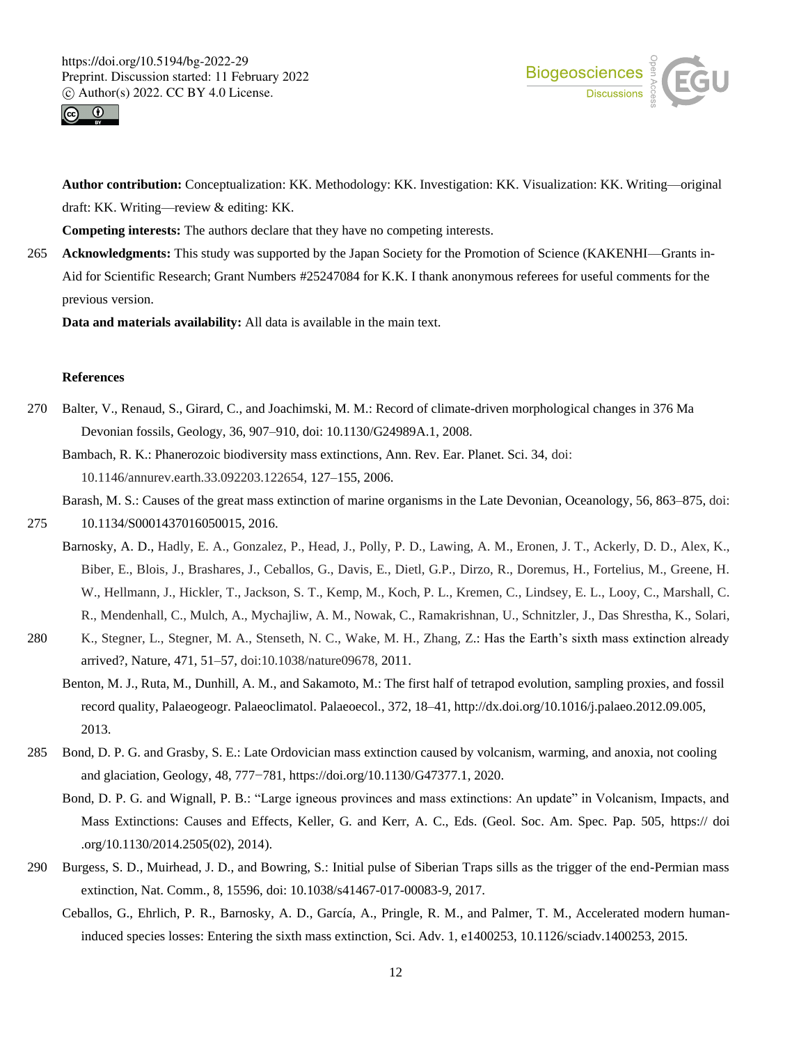**Author contribution:** Conceptualization: KK. Methodology: KK. Investigation: KK. Visualization: KK. Writing—original draft: KK. Writing—review & editing: KK.

**Competing interests:** The authors declare that they have no competing interests.

**Acknowledgments:** This study was supported by the Japan Society for the Promotion of Science (KAKENHI—Grants in-Aid for Scientific Research; Grant Numbers #25247084 for K.K. I thank anonymous referees for useful comments for the previous version.

**Data and materials availability:** All data is available in the main text.

## References

Balter, V., Renaud, S., Girard, C., and Joachimski, M. M.: Record of climate-driven morphological changes in 376 Ma Devonian fossils, Geology, 36, 907–910, doi: 10.1130/G24989A.1, 2008.

Bambach, R. K.: Phanerozoic biodiversity mass extinctions, Ann. Rev. Ear. Planet. Sci. 34, doi: 10.1146/annurev.earth.33.092203.122654, 127–155, 2006.

Barash, M. S.: Causes of the great mass extinction of marine organisms in the Late Devonian, Oceanology, 56, 863–875, doi: 10.1134/S0001437016050015, 2016.

Barnosky, A. D., Hadly, E. A., Gonzalez, P., Head, J., Polly, P. D., Lawing, A. M., Eronen, J. T., Ackerly, D. D., Alex, K., Biber, E., Blois, J., Brashares, J., Ceballos, G., Davis, E., Dietl, G.P., Dirzo, R., Doremus, H., Fortelius, M., Greene, H. W., Hellmann, J., Hickler, T., Jackson, S. T., Kemp, M., Koch, P. L., Kremen, C., Lindsey, E. L., Looy, C., Marshall, C. R., Mendenhall, C., Mulch, A., Mychajliw, A. M., Nowak, C., Ramakrishnan, U., Schnitzler, J., Das Shrestha, K., Solari, K., Stegner, L., Stegner, M. A., Stenseth, N. C., Wake, M. H., Zhang, Z.: Has the Earth's sixth mass extinction already arrived?, Nature, 471, 51–57, doi:10.1038/nature09678, 2011.

Benton, M. J., Ruta, M., Dunhill, A. M., and Sakamoto, M.: The first half of tetrapod evolution, sampling proxies, and fossil record quality, Palaeogeogr. Palaeoclimatol. Palaeoecol., 372, 18–41, http://dx.doi.org/10.1016/j.palaeo.2012.09.005, 2013.

Bond, D. P. G. and Grasby, S. E.: Late Ordovician mass extinction caused by volcanism, warming, and anoxia, not cooling and glaciation, Geology, 48, 777−781, https://doi.org/10.1130/G47377.1, 2020.

Bond, D. P. G. and Wignall, P. B.: "Large igneous provinces and mass extinctions: An update" in Volcanism, Impacts, and Mass Extinctions: Causes and Effects, Keller, G. and Kerr, A. C., Eds. (Geol. Soc. Am. Spec. Pap. 505, https:// doi .org/10.1130/2014.2505(02), 2014).

Burgess, S. D., Muirhead, J. D., and Bowring, S.: Initial pulse of Siberian Traps sills as the trigger of the end-Permian mass extinction, Nat. Comm., 8, 15596, doi: 10.1038/s41467-017-00083-9, 2017.

Ceballos, G., Ehrlich, P. R., Barnosky, A. D., García, A., Pringle, R. M., and Palmer, T. M., Accelerated modern human-induced species losses: Entering the sixth mass extinction, Sci. Adv. 1, e1400253, 10.1126/sciadv.1400253, 2015.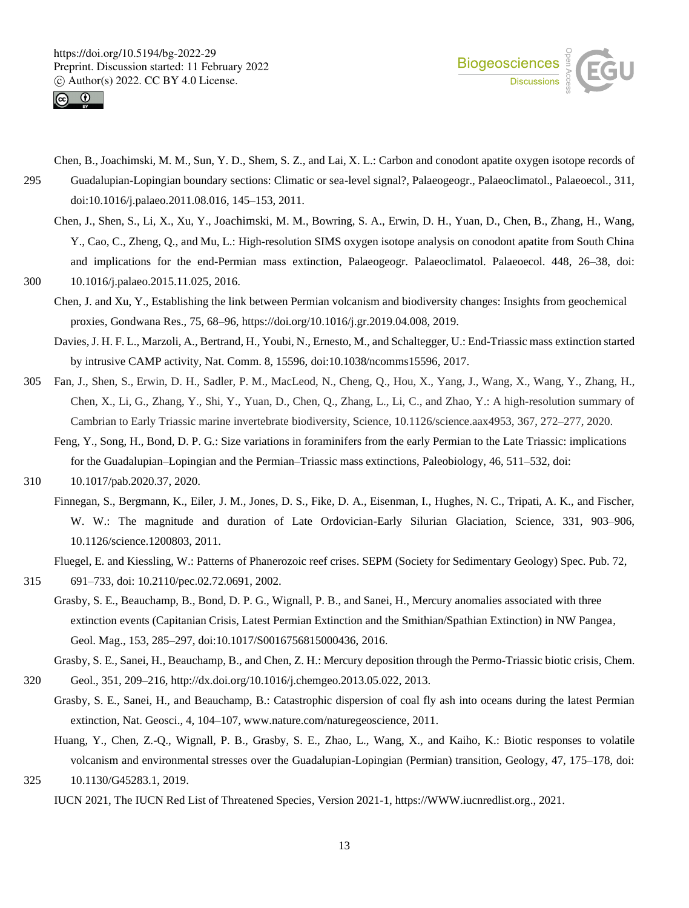Chen, B., Joachimski, M. M., Sun, Y. D., Shem, S. Z., and Lai, X. L.: Carbon and conodont apatite oxygen isotope records of Guadalupian-Lopingian boundary sections: Climatic or sea-level signal?, Palaeogeogr., Palaeoclimatol., Palaeoecol., 311, doi:10.1016/j.palaeo.2011.08.016, 145–153, 2011.

Chen, J., Shen, S., Li, X., Xu, Y., Joachimski, M. M., Bowring, S. A., Erwin, D. H., Yuan, D., Chen, B., Zhang, H., Wang, Y., Cao, C., Zheng, Q., and Mu, L.: High-resolution SIMS oxygen isotope analysis on conodont apatite from South China and implications for the end-Permian mass extinction, Palaeogeogr. Palaeoclimatol. Palaeoecol. 448, 26–38, doi: 10.1016/j.palaeo.2015.11.025, 2016.

Chen, J. and Xu, Y., Establishing the link between Permian volcanism and biodiversity changes: Insights from geochemical proxies, Gondwana Res., 75, 68–96, https://doi.org/10.1016/j.gr.2019.04.008, 2019.

Davies, J. H. F. L., Marzoli, A., Bertrand, H., Youbi, N., Ernesto, M., and Schaltegger, U.: End-Triassic mass extinction started by intrusive CAMP activity, Nat. Comm. 8, 15596, doi:10.1038/ncomms15596, 2017.

Fan, J., Shen, S., Erwin, D. H., Sadler, P. M., MacLeod, N., Cheng, Q., Hou, X., Yang, J., Wang, X., Wang, Y., Zhang, H., Chen, X., Li, G., Zhang, Y., Shi, Y., Yuan, D., Chen, Q., Zhang, L., Li, C., and Zhao, Y.: A high-resolution summary of Cambrian to Early Triassic marine invertebrate biodiversity, Science, 10.1126/science.aax4953, 367, 272–277, 2020.

Feng, Y., Song, H., Bond, D. P. G.: Size variations in foraminifers from the early Permian to the Late Triassic: implications for the Guadalupian–Lopingian and the Permian–Triassic mass extinctions, Paleobiology, 46, 511–532, doi: 10.1017/pab.2020.37, 2020.

Finnegan, S., Bergmann, K., Eiler, J. M., Jones, D. S., Fike, D. A., Eisenman, I., Hughes, N. C., Tripati, A. K., and Fischer, W. W.: The magnitude and duration of Late Ordovician-Early Silurian Glaciation, Science, 331, 903–906, 10.1126/science.1200803, 2011.

Fluegel, E. and Kiessling, W.: Patterns of Phanerozoic reef crises. SEPM (Society for Sedimentary Geology) Spec. Pub. 72, 691–733, doi: 10.2110/pec.02.72.0691, 2002.

Grasby, S. E., Beauchamp, B., Bond, D. P. G., Wignall, P. B., and Sanei, H., Mercury anomalies associated with three extinction events (Capitanian Crisis, Latest Permian Extinction and the Smithian/Spathian Extinction) in NW Pangea, Geol. Mag., 153, 285–297, doi:10.1017/S0016756815000436, 2016.

Grasby, S. E., Sanei, H., Beauchamp, B., and Chen, Z. H.: Mercury deposition through the Permo-Triassic biotic crisis, Chem. Geol., 351, 209–216, http://dx.doi.org/10.1016/j.chemgeo.2013.05.022, 2013.

Grasby, S. E., Sanei, H., and Beauchamp, B.: Catastrophic dispersion of coal fly ash into oceans during the latest Permian extinction, Nat. Geosci., 4, 104–107, www.nature.com/naturegeoscience, 2011.

Huang, Y., Chen, Z.-Q., Wignall, P. B., Grasby, S. E., Zhao, L., Wang, X., and Kaiho, K.: Biotic responses to volatile volcanism and environmental stresses over the Guadalupian-Lopingian (Permian) transition, Geology, 47, 175–178, doi: 10.1130/G45283.1, 2019.

IUCN 2021, The IUCN Red List of Threatened Species, Version 2021-1, https://WWW.iucnredlist.org., 2021.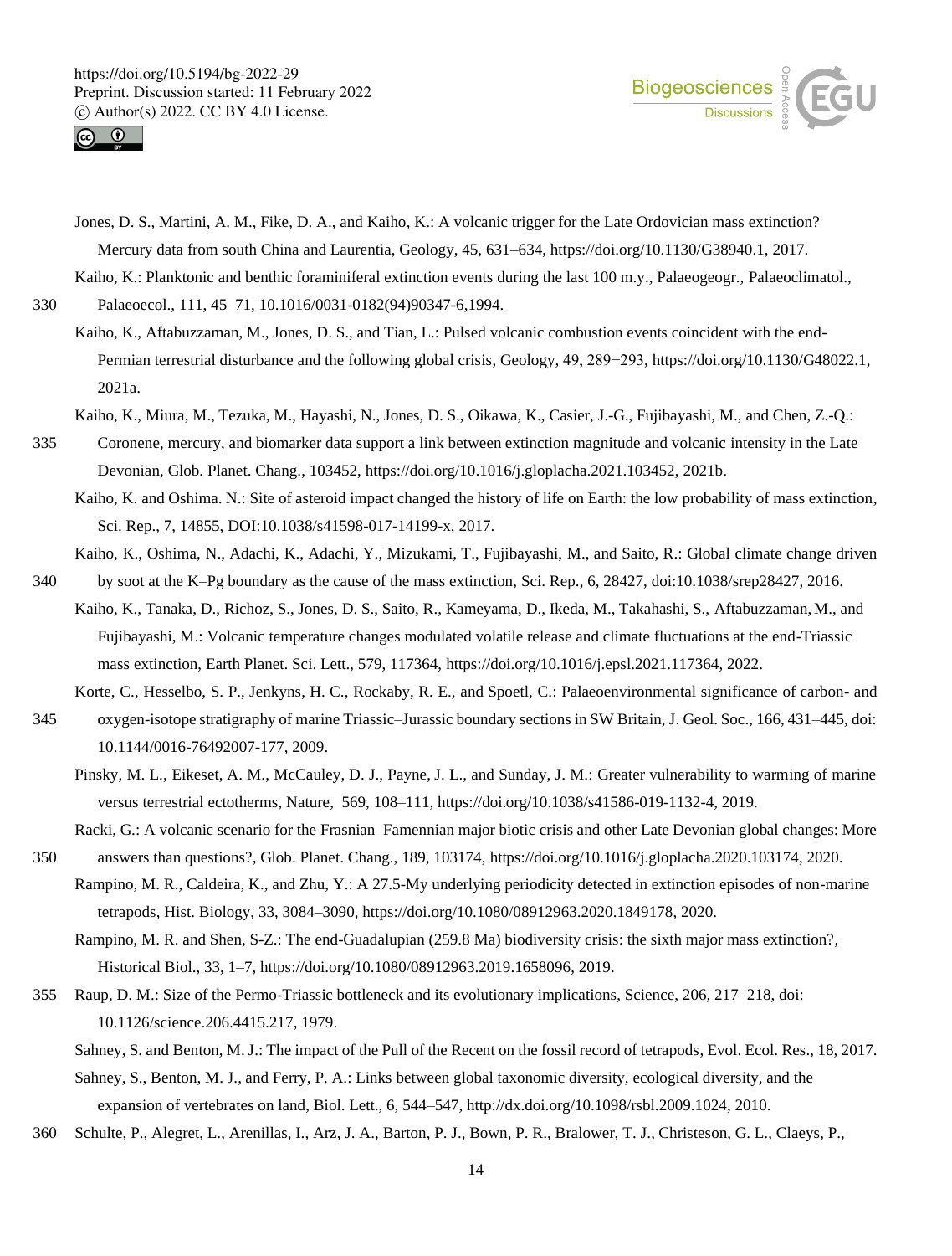Jones, D. S., Martini, A. M., Fike, D. A., and Kaiho, K.: A volcanic trigger for the Late Ordovician mass extinction? Mercury data from south China and Laurentia, Geology, 45, 631–634, https://doi.org/10.1130/G38940.1, 2017.

Kaiho, K.: Planktonic and benthic foraminiferal extinction events during the last 100 m.y., Palaeogeogr., Palaeoclimatol., Palaeoecol., 111, 45–71, 10.1016/0031-0182(94)90347-6,1994.

Kaiho, K., Aftabuzzaman, M., Jones, D. S., and Tian, L.: Pulsed volcanic combustion events coincident with the end-Permian terrestrial disturbance and the following global crisis, Geology, 49, 289−293, https://doi.org/10.1130/G48022.1, 2021a.

Kaiho, K., Miura, M., Tezuka, M., Hayashi, N., Jones, D. S., Oikawa, K., Casier, J.-G., Fujibayashi, M., and Chen, Z.-Q.: Coronene, mercury, and biomarker data support a link between extinction magnitude and volcanic intensity in the Late Devonian, Glob. Planet. Chang., 103452, https://doi.org/10.1016/j.gloplacha.2021.103452, 2021b.

Kaiho, K. and Oshima. N.: Site of asteroid impact changed the history of life on Earth: the low probability of mass extinction, Sci. Rep., 7, 14855, DOI:10.1038/s41598-017-14199-x, 2017.

Kaiho, K., Oshima, N., Adachi, K., Adachi, Y., Mizukami, T., Fujibayashi, M., and Saito, R.: Global climate change driven by soot at the K–Pg boundary as the cause of the mass extinction, Sci. Rep., 6, 28427, doi:10.1038/srep28427, 2016.

Kaiho, K., Tanaka, D., Richoz, S., Jones, D. S., Saito, R., Kameyama, D., Ikeda, M., Takahashi, S., Aftabuzzaman, M., and Fujibayashi, M.: Volcanic temperature changes modulated volatile release and climate fluctuations at the end-Triassic mass extinction, Earth Planet. Sci. Lett., 579, 117364, https://doi.org/10.1016/j.epsl.2021.117364, 2022.

Korte, C., Hesselbo, S. P., Jenkyns, H. C., Rockaby, R. E., and Spoetl, C.: Palaeoenvironmental significance of carbon- and oxygen-isotope stratigraphy of marine Triassic–Jurassic boundary sections in SW Britain, J. Geol. Soc., 166, 431–445, doi: 10.1144/0016-76492007-177, 2009.

Pinsky, M. L., Eikeset, A. M., McCauley, D. J., Payne, J. L., and Sunday, J. M.: Greater vulnerability to warming of marine versus terrestrial ectotherms, Nature, 569, 108–111, https://doi.org/10.1038/s41586-019-1132-4, 2019.

Racki, G.: A volcanic scenario for the Frasnian–Famennian major biotic crisis and other Late Devonian global changes: More answers than questions?, Glob. Planet. Chang., 189, 103174, https://doi.org/10.1016/j.gloplacha.2020.103174, 2020.

Rampino, M. R., Caldeira, K., and Zhu, Y.: A 27.5-My underlying periodicity detected in extinction episodes of non-marine tetrapods, Hist. Biology, 33, 3084–3090, https://doi.org/10.1080/08912963.2020.1849178, 2020.

Rampino, M. R. and Shen, S-Z.: The end-Guadalupian (259.8 Ma) biodiversity crisis: the sixth major mass extinction?, Historical Biol., 33, 1–7, https://doi.org/10.1080/08912963.2019.1658096, 2019.

Raup, D. M.: Size of the Permo-Triassic bottleneck and its evolutionary implications, Science, 206, 217–218, doi: 10.1126/science.206.4415.217, 1979.

Sahney, S. and Benton, M. J.: The impact of the Pull of the Recent on the fossil record of tetrapods, Evol. Ecol. Res., 18, 2017.

Sahney, S., Benton, M. J., and Ferry, P. A.: Links between global taxonomic diversity, ecological diversity, and the expansion of vertebrates on land, Biol. Lett., 6, 544–547, http://dx.doi.org/10.1098/rsbl.2009.1024, 2010.

Schulte, P., Alegret, L., Arenillas, I., Arz, J. A., Barton, P. J., Bown, P. R., Bralower, T. J., Christeson, G. L., Claeys, P.,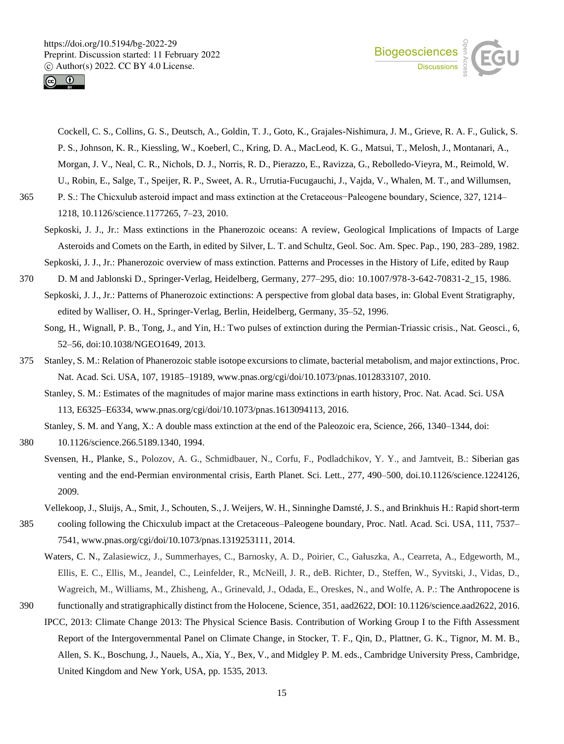Cockell, C. S., Collins, G. S., Deutsch, A., Goldin, T. J., Goto, K., Grajales-Nishimura, J. M., Grieve, R. A. F., Gulick, S. P. S., Johnson, K. R., Kiessling, W., Koeberl, C., Kring, D. A., MacLeod, K. G., Matsui, T., Melosh, J., Montanari, A., Morgan, J. V., Neal, C. R., Nichols, D. J., Norris, R. D., Pierazzo, E., Ravizza, G., Rebolledo-Vieyra, M., Reimold, W. U., Robin, E., Salge, T., Speijer, R. P., Sweet, A. R., Urrutia-Fucugauchi, J., Vajda, V., Whalen, M. T., and Willumsen, P. S.: The Chicxulub asteroid impact and mass extinction at the Cretaceous−Paleogene boundary, Science, 327, 1214–1218, 10.1126/science.1177265, 7–23, 2010.

Sepkoski, J. J., Jr.: Mass extinctions in the Phanerozoic oceans: A review, Geological Implications of Impacts of Large Asteroids and Comets on the Earth, in edited by Silver, L. T. and Schultz, Geol. Soc. Am. Spec. Pap., 190, 283–289, 1982.

Sepkoski, J. J., Jr.: Phanerozoic overview of mass extinction. Patterns and Processes in the History of Life, edited by Raup D. M and Jablonski D., Springer-Verlag, Heidelberg, Germany, 277–295, dio: 10.1007/978-3-642-70831-2_15, 1986.

Sepkoski, J. J., Jr.: Patterns of Phanerozoic extinctions: A perspective from global data bases, in: Global Event Stratigraphy, edited by Walliser, O. H., Springer-Verlag, Berlin, Heidelberg, Germany, 35–52, 1996.

Song, H., Wignall, P. B., Tong, J., and Yin, H.: Two pulses of extinction during the Permian-Triassic crisis., Nat. Geosci., 6, 52–56, doi:10.1038/NGEO1649, 2013.

Stanley, S. M.: Relation of Phanerozoic stable isotope excursions to climate, bacterial metabolism, and major extinctions, Proc. Nat. Acad. Sci. USA, 107, 19185–19189, www.pnas.org/cgi/doi/10.1073/pnas.1012833107, 2010.

Stanley, S. M.: Estimates of the magnitudes of major marine mass extinctions in earth history, Proc. Nat. Acad. Sci. USA 113, E6325–E6334, www.pnas.org/cgi/doi/10.1073/pnas.1613094113, 2016.

Stanley, S. M. and Yang, X.: A double mass extinction at the end of the Paleozoic era, Science, 266, 1340–1344, doi: 10.1126/science.266.5189.1340, 1994.

Svensen, H., Planke, S., Polozov, A. G., Schmidbauer, N., Corfu, F., Podladchikov, Y. Y., and Jamtveit, B.: Siberian gas venting and the end-Permian environmental crisis, Earth Planet. Sci. Lett., 277, 490–500, doi.10.1126/science.1224126, 2009.

Vellekoop, J., Sluijs, A., Smit, J., Schouten, S., J. Weijers, W. H., Sinninghe Damsté, J. S., and Brinkhuis H.: Rapid short-term cooling following the Chicxulub impact at the Cretaceous–Paleogene boundary, Proc. Natl. Acad. Sci. USA, 111, 7537–7541, www.pnas.org/cgi/doi/10.1073/pnas.1319253111, 2014.

Waters, C. N., Zalasiewicz, J., Summerhayes, C., Barnosky, A. D., Poirier, C., Gałuszka, A., Cearreta, A., Edgeworth, M., Ellis, E. C., Ellis, M., Jeandel, C., Leinfelder, R., McNeill, J. R., deB. Richter, D., Steffen, W., Syvitski, J., Vidas, D., Wagreich, M., Williams, M., Zhisheng, A., Grinevald, J., Odada, E., Oreskes, N., and Wolfe, A. P.: The Anthropocene is functionally and stratigraphically distinct from the Holocene, Science, 351, aad2622, DOI: 10.1126/science.aad2622, 2016.

IPCC, 2013: Climate Change 2013: The Physical Science Basis. Contribution of Working Group I to the Fifth Assessment Report of the Intergovernmental Panel on Climate Change, in Stocker, T. F., Qin, D., Plattner, G. K., Tignor, M. M. B., Allen, S. K., Boschung, J., Nauels, A., Xia, Y., Bex, V., and Midgley P. M. eds., Cambridge University Press, Cambridge, United Kingdom and New York, USA, pp. 1535, 2013.